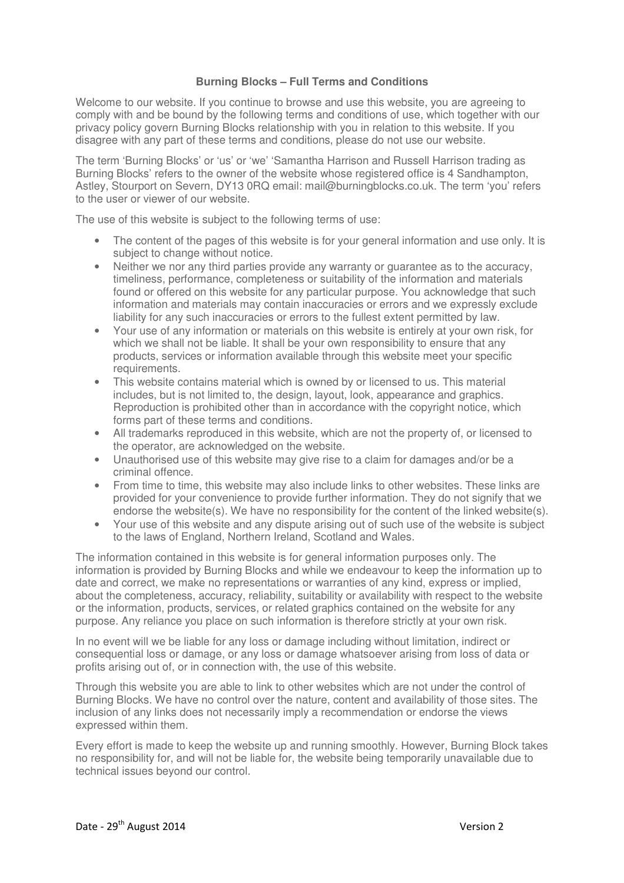**Burning Blocks – Full Terms and Conditions**

Welcome to our website. If you continue to browse and use this website, you are agreeing to comply with and be bound by the following terms and conditions of use, which together with our privacy policy govern Burning Blocks relationship with you in relation to this website. If you disagree with any part of these terms and conditions, please do not use our website.

The term 'Burning Blocks' or 'us' or 'we' 'Samantha Harrison and Russell Harrison trading as Burning Blocks' refers to the owner of the website whose registered office is 4 Sandhampton, Astley, Stourport on Severn, DY13 0RQ email: mail@burningblocks.co.uk. The term 'you' refers to the user or viewer of our website.

The use of this website is subject to the following terms of use:

- The content of the pages of this website is for your general information and use only. It is subject to change without notice.
- Neither we nor any third parties provide any warranty or guarantee as to the accuracy, timeliness, performance, completeness or suitability of the information and materials found or offered on this website for any particular purpose. You acknowledge that such information and materials may contain inaccuracies or errors and we expressly exclude liability for any such inaccuracies or errors to the fullest extent permitted by law.
- Your use of any information or materials on this website is entirely at your own risk, for which we shall not be liable. It shall be your own responsibility to ensure that any products, services or information available through this website meet your specific requirements.
- This website contains material which is owned by or licensed to us. This material includes, but is not limited to, the design, layout, look, appearance and graphics. Reproduction is prohibited other than in accordance with the copyright notice, which forms part of these terms and conditions.
- All trademarks reproduced in this website, which are not the property of, or licensed to the operator, are acknowledged on the website.
- Unauthorised use of this website may give rise to a claim for damages and/or be a criminal offence.
- From time to time, this website may also include links to other websites. These links are provided for your convenience to provide further information. They do not signify that we endorse the website(s). We have no responsibility for the content of the linked website(s).
- Your use of this website and any dispute arising out of such use of the website is subject to the laws of England, Northern Ireland, Scotland and Wales.

The information contained in this website is for general information purposes only. The information is provided by Burning Blocks and while we endeavour to keep the information up to date and correct, we make no representations or warranties of any kind, express or implied, about the completeness, accuracy, reliability, suitability or availability with respect to the website or the information, products, services, or related graphics contained on the website for any purpose. Any reliance you place on such information is therefore strictly at your own risk.

In no event will we be liable for any loss or damage including without limitation, indirect or consequential loss or damage, or any loss or damage whatsoever arising from loss of data or profits arising out of, or in connection with, the use of this website.

Through this website you are able to link to other websites which are not under the control of Burning Blocks. We have no control over the nature, content and availability of those sites. The inclusion of any links does not necessarily imply a recommendation or endorse the views expressed within them.

Every effort is made to keep the website up and running smoothly. However, Burning Block takes no responsibility for, and will not be liable for, the website being temporarily unavailable due to technical issues beyond our control.

Date - 29th August 2014 Version 2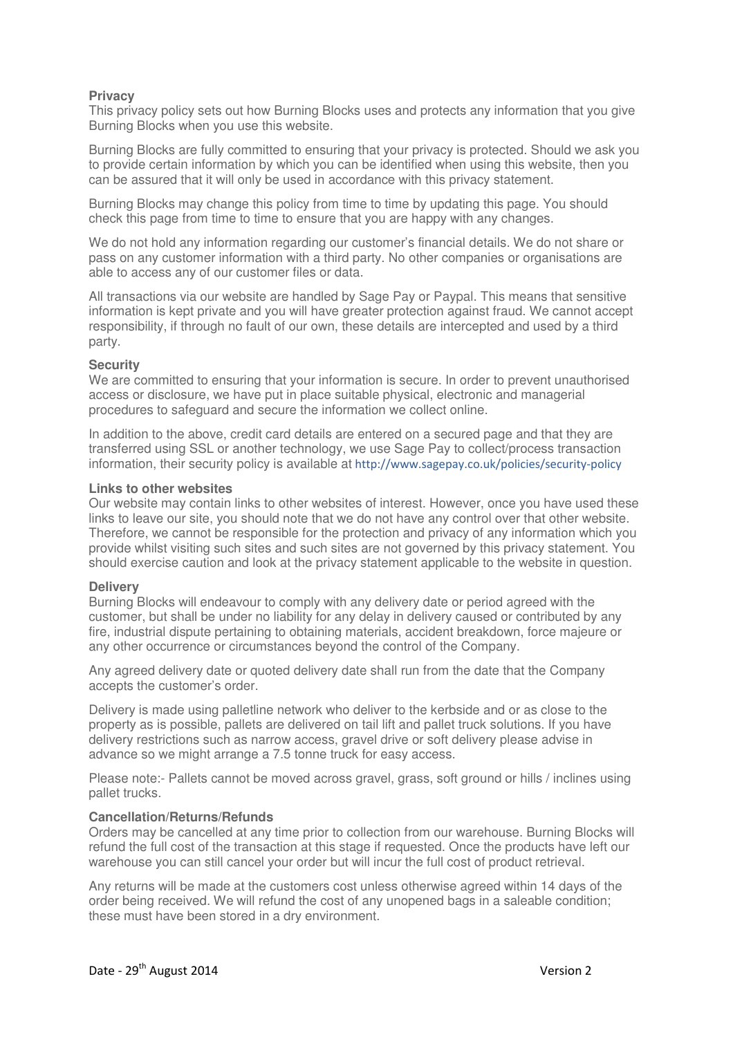**Privacy**

This privacy policy sets out how Burning Blocks uses and protects any information that you give Burning Blocks when you use this website.

Burning Blocks are fully committed to ensuring that your privacy is protected. Should we ask you to provide certain information by which you can be identified when using this website, then you can be assured that it will only be used in accordance with this privacy statement.

Burning Blocks may change this policy from time to time by updating this page. You should check this page from time to time to ensure that you are happy with any changes.

We do not hold any information regarding our customer's financial details. We do not share or pass on any customer information with a third party. No other companies or organisations are able to access any of our customer files or data.

All transactions via our website are handled by Sage Pay or Paypal. This means that sensitive information is kept private and you will have greater protection against fraud. We cannot accept responsibility, if through no fault of our own, these details are intercepted and used by a third party.

**Security**

We are committed to ensuring that your information is secure. In order to prevent unauthorised access or disclosure, we have put in place suitable physical, electronic and managerial procedures to safeguard and secure the information we collect online.

In addition to the above, credit card details are entered on a secured page and that they are transferred using SSL or another technology, we use Sage Pay to collect/process transaction information, their security policy is available at http://www.sagepay.co.uk/policies/security-policy

**Links to other websites**

Our website may contain links to other websites of interest. However, once you have used these links to leave our site, you should note that we do not have any control over that other website. Therefore, we cannot be responsible for the protection and privacy of any information which you provide whilst visiting such sites and such sites are not governed by this privacy statement. You should exercise caution and look at the privacy statement applicable to the website in question.

**Delivery**

Burning Blocks will endeavour to comply with any delivery date or period agreed with the customer, but shall be under no liability for any delay in delivery caused or contributed by any fire, industrial dispute pertaining to obtaining materials, accident breakdown, force majeure or any other occurrence or circumstances beyond the control of the Company.

Any agreed delivery date or quoted delivery date shall run from the date that the Company accepts the customer's order.

Delivery is made using palletline network who deliver to the kerbside and or as close to the property as is possible, pallets are delivered on tail lift and pallet truck solutions. If you have delivery restrictions such as narrow access, gravel drive or soft delivery please advise in advance so we might arrange a 7.5 tonne truck for easy access.

Please note:- Pallets cannot be moved across gravel, grass, soft ground or hills / inclines using pallet trucks.

**Cancellation/Returns/Refunds**

Orders may be cancelled at any time prior to collection from our warehouse. Burning Blocks will refund the full cost of the transaction at this stage if requested. Once the products have left our warehouse you can still cancel your order but will incur the full cost of product retrieval.

Any returns will be made at the customers cost unless otherwise agreed within 14 days of the order being received. We will refund the cost of any unopened bags in a saleable condition; these must have been stored in a dry environment.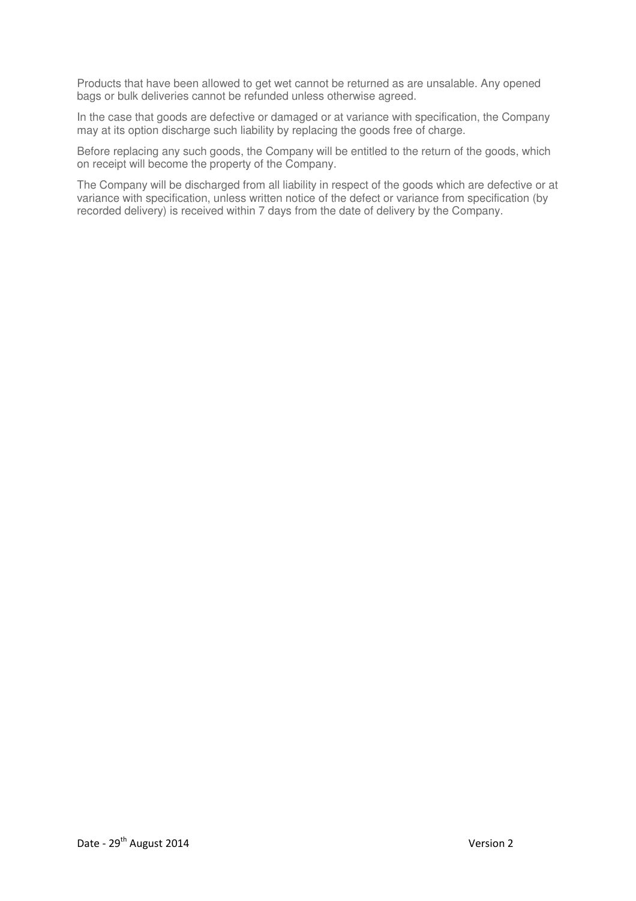Products that have been allowed to get wet cannot be returned as are unsalable. Any opened bags or bulk deliveries cannot be refunded unless otherwise agreed.

In the case that goods are defective or damaged or at variance with specification, the Company may at its option discharge such liability by replacing the goods free of charge.

Before replacing any such goods, the Company will be entitled to the return of the goods, which on receipt will become the property of the Company.

The Company will be discharged from all liability in respect of the goods which are defective or at variance with specification, unless written notice of the defect or variance from specification (by recorded delivery) is received within 7 days from the date of delivery by the Company.